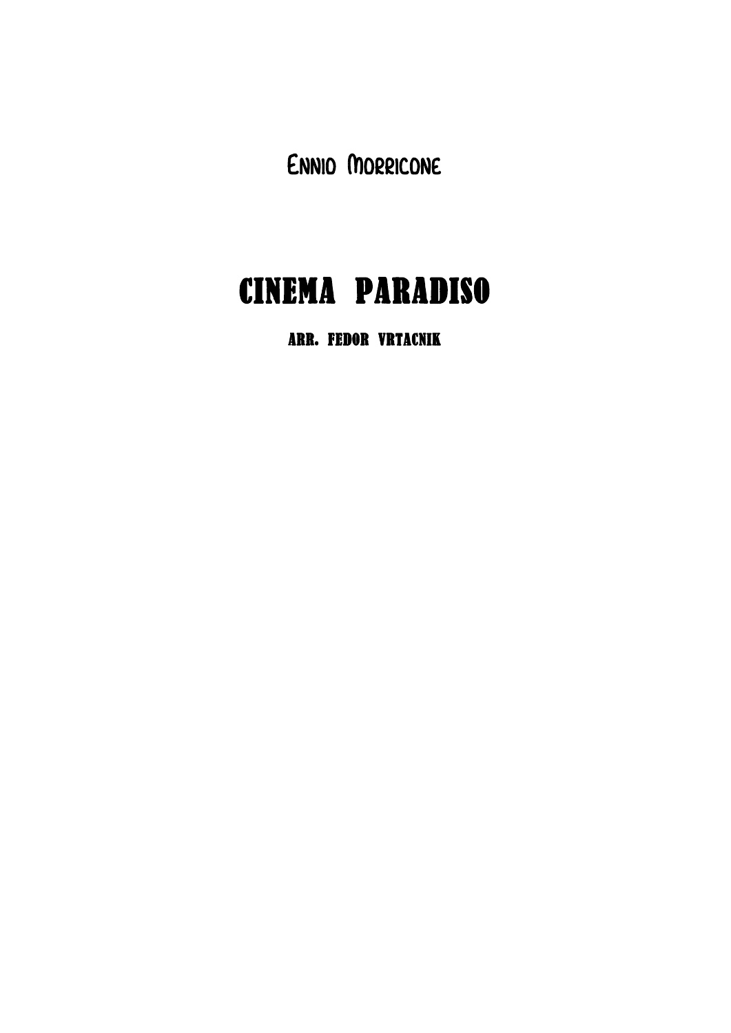Ennio Morricone

# CINEMA PARADISO

### ARR. FEDOR VRTACNIK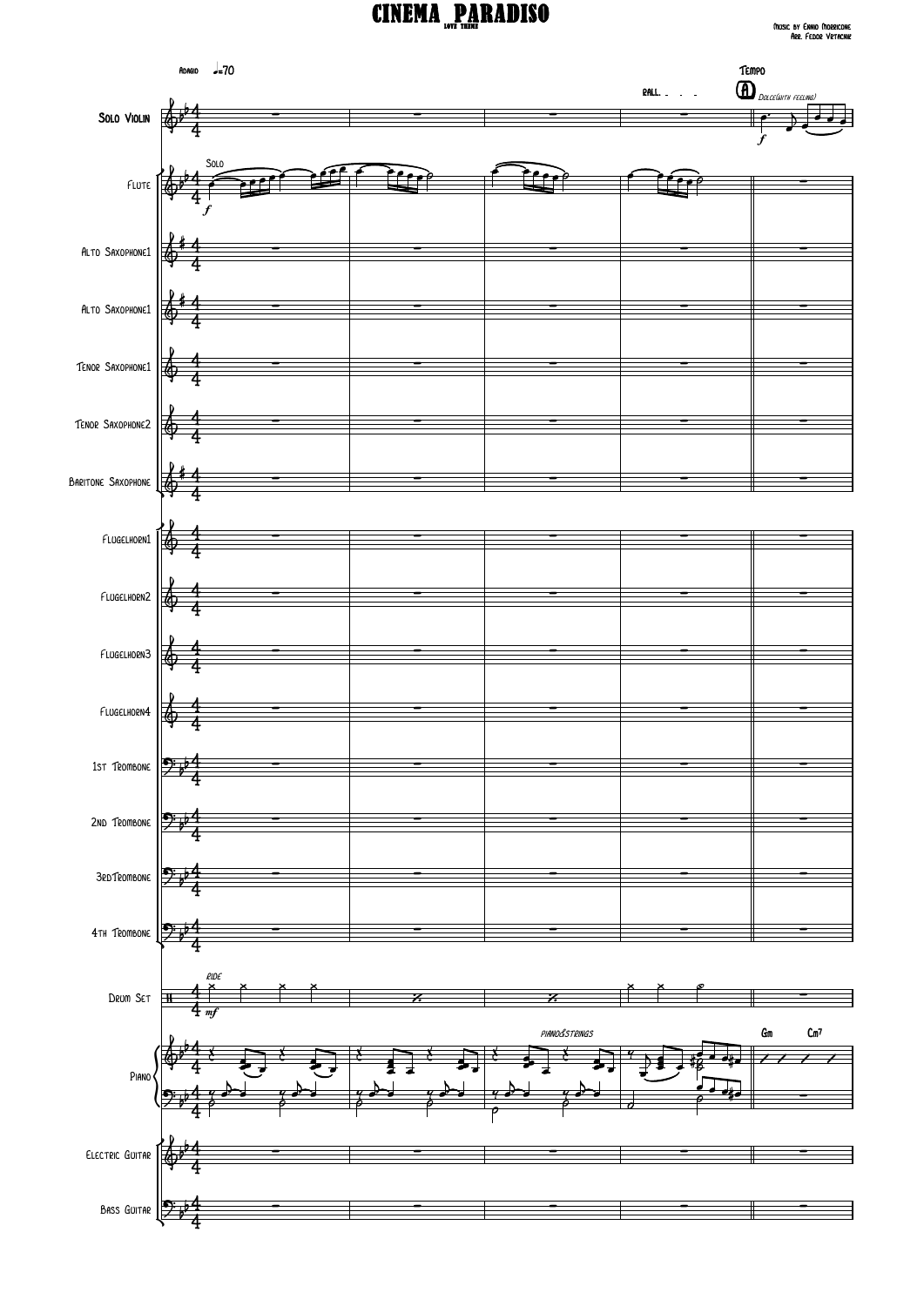# CINEMA PARADISO

LOVE THEME

Music by Ennio Morricone
Arr. Fedor Vrtacnik